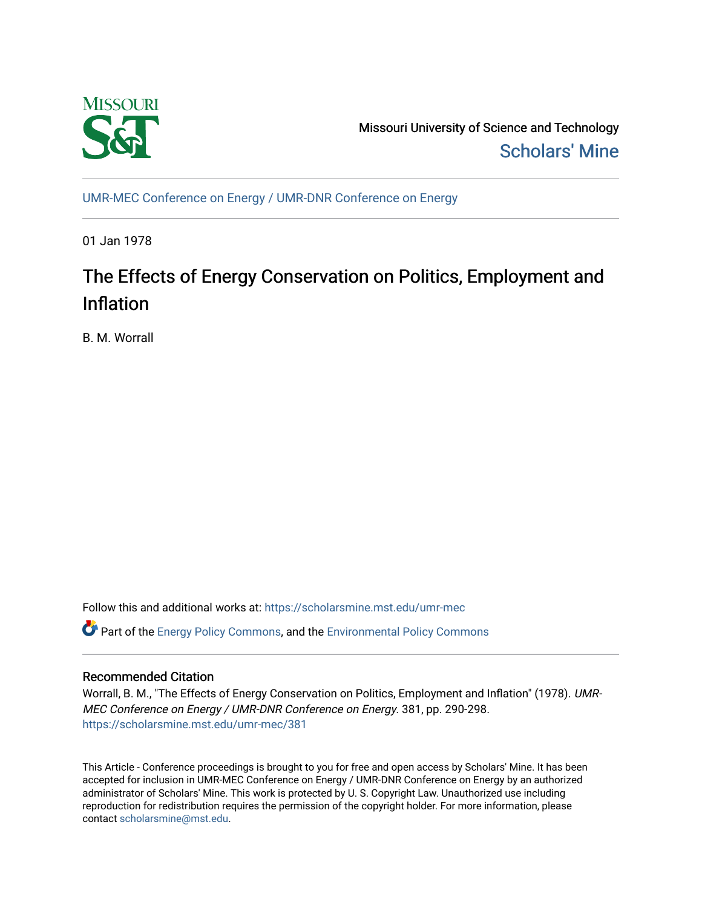Missouri University of Science and Technology

Scholars' Mine

UMR-MEC Conference on Energy / UMR-DNR Conference on Energy

01 Jan 1978

# The Effects of Energy Conservation on Politics, Employment and Inflation

B. M. Worrall

Follow this and additional works at: https://scholarsmine.mst.edu/umr-mec

Part of the Energy Policy Commons, and the Environmental Policy Commons

## Recommended Citation

Worrall, B. M., "The Effects of Energy Conservation on Politics, Employment and Inflation" (1978). *UMR-MEC Conference on Energy / UMR-DNR Conference on Energy*. 381, pp. 290-298.
https://scholarsmine.mst.edu/umr-mec/381

This Article - Conference proceedings is brought to you for free and open access by Scholars' Mine. It has been accepted for inclusion in UMR-MEC Conference on Energy / UMR-DNR Conference on Energy by an authorized administrator of Scholars' Mine. This work is protected by U. S. Copyright Law. Unauthorized use including reproduction for redistribution requires the permission of the copyright holder. For more information, please contact scholarsmine@mst.edu.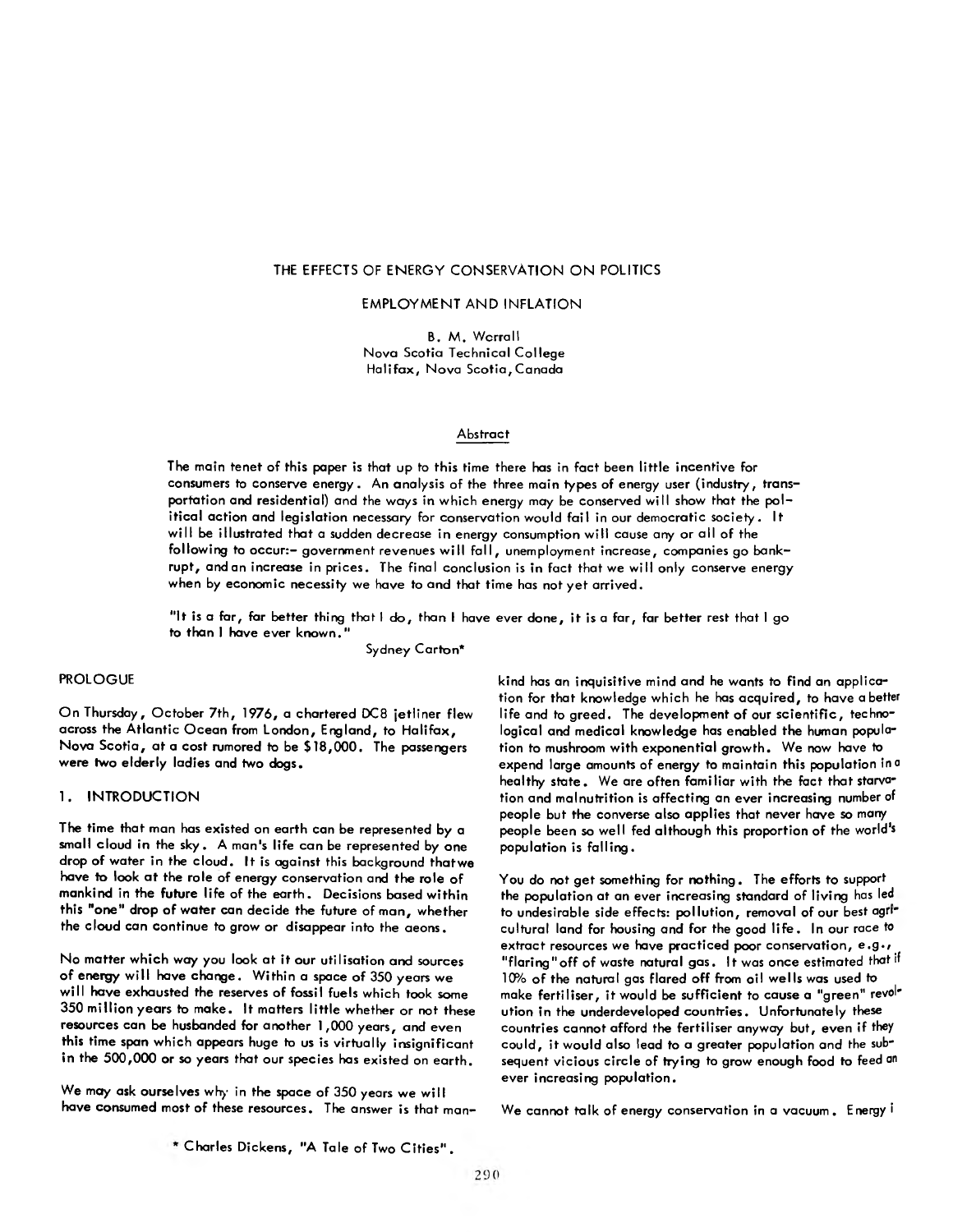# THE EFFECTS OF ENERGY CONSERVATION ON POLITICS

## EMPLOYMENT AND INFLATION

B. M. Worrall
Nova Scotia Technical College
Halifax, Nova Scotia, Canada

### Abstract

The main tenet of this paper is that up to this time there has in fact been little incentive for consumers to conserve energy. An analysis of the three main types of energy user (industry, transportation and residential) and the ways in which energy may be conserved will show that the political action and legislation necessary for conservation would fail in our democratic society. It will be illustrated that a sudden decrease in energy consumption will cause any or all of the following to occur:- government revenues will fall, unemployment increase, companies go bankrupt, and an increase in prices. The final conclusion is in fact that we will only conserve energy when by economic necessity we have to and that time has not yet arrived.

"It is a far, far better thing that I do, than I have ever done, it is a far, far better rest that I go to than I have ever known."

Sydney Carton*

## PROLOGUE

On Thursday, October 7th, 1976, a chartered DC8 jetliner flew across the Atlantic Ocean from London, England, to Halifax, Nova Scotia, at a cost rumored to be $18,000. The passengers were two elderly ladies and two dogs.

## 1. INTRODUCTION

The time that man has existed on earth can be represented by a small cloud in the sky. A man's life can be represented by one drop of water in the cloud. It is against this background that we have to look at the role of energy conservation and the role of mankind in the future life of the earth. Decisions based within this "one" drop of water can decide the future of man, whether the cloud can continue to grow or disappear into the aeons.

No matter which way you look at it our utilisation and sources of energy will have change. Within a space of 350 years we will have exhausted the reserves of fossil fuels which took some 350 million years to make. It matters little whether or not these resources can be husbanded for another 1,000 years, and even this time span which appears huge to us is virtually insignificant in the 500,000 or so years that our species has existed on earth.

We may ask ourselves why in the space of 350 years we will have consumed most of these resources. The answer is that mankind has an inquisitive mind and he wants to find an application for that knowledge which he has acquired, to have a better life and to greed. The development of our scientific, technological and medical knowledge has enabled the human population to mushroom with exponential growth. We now have to expend large amounts of energy to maintain this population in a healthy state. We are often familiar with the fact that starvation and malnutrition is affecting an ever increasing number of people but the converse also applies that never have so many people been so well fed although this proportion of the world's population is falling.

You do not get something for nothing. The efforts to support the population at an ever increasing standard of living has led to undesirable side effects: pollution, removal of our best agricultural land for housing and for the good life. In our race to extract resources we have practiced poor conservation, e.g., "flaring" off of waste natural gas. It was once estimated that if 10% of the natural gas flared off from oil wells was used to make fertiliser, it would be sufficient to cause a "green" revolution in the underdeveloped countries. Unfortunately these countries cannot afford the fertiliser anyway but, even if they could, it would also lead to a greater population and the subsequent vicious circle of trying to grow enough food to feed an ever increasing population.

We cannot talk of energy conservation in a vacuum. Energy i

\* Charles Dickens, "A Tale of Two Cities".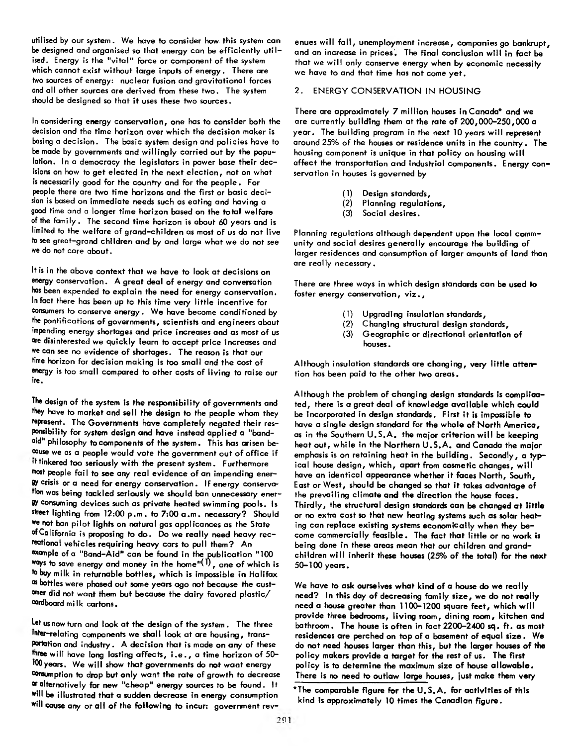utilised by our system. We have to consider how this system can be designed and organised so that energy can be efficiently utilised. Energy is the "vital" force or component of the system which cannot exist without large inputs of energy. There are two sources of energy: nuclear fusion and gravitational forces and all other sources are derived from these two. The system should be designed so that it uses these two sources.

In considering energy conservation, one has to consider both the decision and the time horizon over which the decision maker is basing a decision. The basic system design and policies have to be made by governments and willingly carried out by the population. In a democracy the legislators in power base their decisions on how to get elected in the next election, not on what is necessarily good for the country and for the people. For people there are two time horizons and the first or basic decision is based on immediate needs such as eating and having a good time and a longer time horizon based on the total welfare of the family. The second time horizon is about 60 years and is limited to the welfare of grand-children as most of us do not live to see great-grand children and by and large what we do not see we do not care about.

It is in the above context that we have to look at decisions on energy conservation. A great deal of energy and conversation has been expended to explain the need for energy conservation. In fact there has been up to this time very little incentive for consumers to conserve energy. We have become conditioned by the pontifications of governments, scientists and engineers about impending energy shortages and price increases and as most of us are disinterested we quickly learn to accept price increases and we can see no evidence of shortages. The reason is that our time horizon for decision making is too small and the cost of energy is too small compared to other costs of living to raise our ire.

The design of the system is the responsibility of governments and they have to market and sell the design to the people whom they represent. The Governments have completely negated their responsibility for system design and have instead applied a "band-aid" philosophy to components of the system. This has arisen because we as a people would vote the government out of office if it tinkered too seriously with the present system. Furthermore most people fail to see any real evidence of an impending energy crisis or a need for energy conservation. If energy conservation was being tackled seriously we should ban unnecessary energy consuming devices such as private heated swimming pools. Is street lighting from 12:00 p.m. to 7:00 a.m. necessary? Should we not ban pilot lights on natural gas applicances as the State of California is proposing to do. Do we really need heavy recreational vehicles requiring heavy cars to pull them? An example of a "Band-Aid" can be found in the publication "100 ways to save energy and money in the home"(1), one of which is to buy milk in returnable bottles, which is impossible in Halifax as bottles were phased out some years ago not because the customer did not want them but because the dairy favored plastic/cardboard milk cartons.

Let us now turn and look at the design of the system. The three inter-relating components we shall look at are housing, transportation and industry. A decision that is made on any of these three will have long lasting affects, i.e., a time horizon of 50-100 years. We will show that governments do not want energy consumption to drop but only want the rate of growth to decrease or alternatively for new "cheap" energy sources to be found. It will be illustrated that a sudden decrease in energy consumption will cause any or all of the following to incur: government revenues will fall, unemployment increase, companies go bankrupt, and an increase in prices. The final conclusion will in fact be that we will only conserve energy when by economic necessity we have to and that time has not come yet.

## 2. ENERGY CONSERVATION IN HOUSING

There are approximately 7 million houses in Canada* and we are currently building them at the rate of 200,000-250,000 a year. The building program in the next 10 years will represent around 25% of the houses or residence units in the country. The housing component is unique in that policy on housing will affect the transportation and industrial components. Energy conservation in houses is governed by

(1) Design standards,
(2) Planning regulations,
(3) Social desires.

Planning regulations although dependent upon the local community and social desires generally encourage the building of larger residences and consumption of larger amounts of land than are really necessary.

There are three ways in which design standards can be used to foster energy conservation, viz.,

(1) Upgrading insulation standards,
(2) Changing structural design standards,
(3) Geographic or directional orientation of houses.

Although insulation standards are changing, very little attention has been paid to the other two areas.

Although the problem of changing design standards is complicated, there is a great deal of knowledge available which could be incorporated in design standards. First it is impossible to have a single design standard for the whole of North America, as in the Southern U.S.A. the major criterion will be keeping heat out, while in the Northern U.S.A. and Canada the major emphasis is on retaining heat in the building. Secondly, a typical house design, which, apart from cosmetic changes, will have an identical appearance whether it faces North, South, East or West, should be changed so that it takes advantage of the prevailing climate and the direction the house faces. Thirdly, the structural design standards can be changed at little or no extra cost so that new heating systems such as solar heating can replace existing systems economically when they become commercially feasible. The fact that little or no work is being done in these areas mean that our children and grandchildren will inherit these houses (25% of the total) for the next 50-100 years.

We have to ask ourselves what kind of a house do we really need? In this day of decreasing family size, we do not really need a house greater than 1100-1200 square feet, which will provide three bedrooms, living room, dining room, kitchen and bathroom. The house is often in fact 2200-2400 sq. ft. as most residences are perched on top of a basement of equal size. We do not need houses larger than this, but the larger houses of the policy makers provide a target for the rest of us. The first policy is to determine the maximum size of house allowable. There is no need to outlaw large houses, just make them very

*The comparable figure for the U.S.A. for activities of this kind is approximately 10 times the Canadian figure.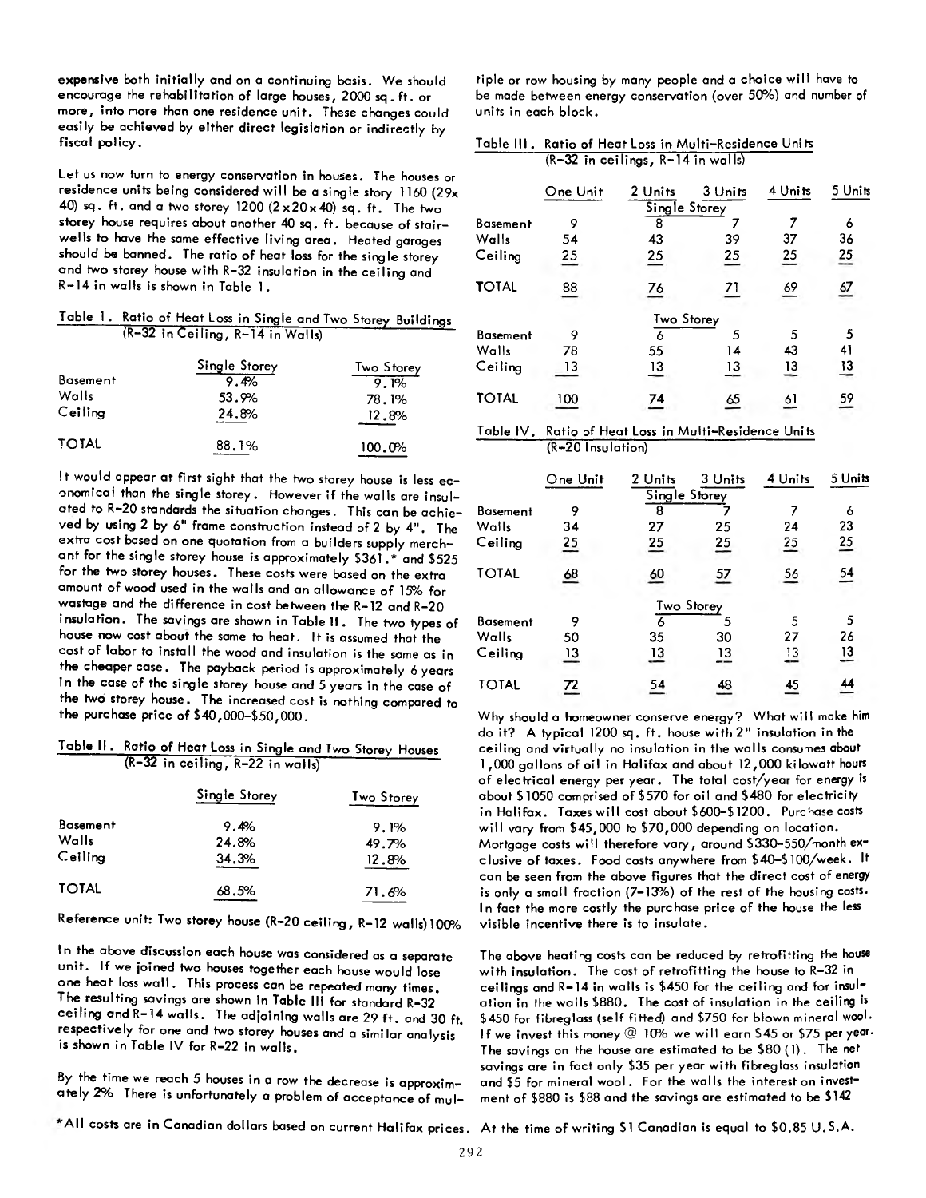**expensive** both initially and on a continuing basis. We should encourage the rehabilitation of large houses, 2000 sq. ft. or more, into more than one residence unit. These changes could easily be achieved by either direct legislation or indirectly by fiscal policy.

Let us now turn to energy conservation in houses. The houses or residence units being considered will be a single story 1160 (29x 40) sq. ft. and a two storey 1200 (2x20x40) sq. ft. The two storey house requires about another 40 sq. ft. because of stairwells to have the same effective living area. Heated garages should be banned. The ratio of heat loss for the single storey and two storey house with R-32 insulation in the ceiling and R-14 in walls is shown in Table 1.

Table 1. Ratio of Heat Loss in Single and Two Storey Buildings (R-32 in Ceiling, R-14 in Walls)

| | Single Storey | Two Storey |
|---|---|---|
| Basement | 9.4% | 9.1% |
| Walls | 53.9% | 78.1% |
| Ceiling | 24.8% | 12.8% |
| TOTAL | 88.1% | 100.0% |

It would appear at first sight that the two storey house is less economical than the single storey. However if the walls are insulated to R-20 standards the situation changes. This can be achieved by using 2 by 6" frame construction instead of 2 by 4". The extra cost based on one quotation from a builders supply merchant for the single storey house is approximately $361.* and $525 for the two storey houses. These costs were based on the extra amount of wood used in the walls and an allowance of 15% for wastage and the difference in cost between the R-12 and R-20 insulation. The savings are shown in Table II. The two types of house now cost about the same to heat. It is assumed that the cost of labor to install the wood and insulation is the same as in the cheaper case. The payback period is approximately 6 years in the case of the single storey house and 5 years in the case of the two storey house. The increased cost is nothing compared to the purchase price of $40,000-$50,000.

Table II. Ratio of Heat Loss in Single and Two Storey Houses (R-32 in ceiling, R-22 in walls)

| | Single Storey | Two Storey |
|---|---|---|
| Basement | 9.4% | 9.1% |
| Walls | 24.8% | 49.7% |
| Ceiling | 34.3% | 12.8% |
| TOTAL | 68.5% | 71.6% |

Reference unit: Two storey house (R-20 ceiling, R-12 walls) 100%

In the above discussion each house was considered as a separate unit. If we joined two houses together each house would lose one heat loss wall. This process can be repeated many times. The resulting savings are shown in Table III for standard R-32 ceiling and R-14 walls. The adjoining walls are 29 ft. and 30 ft. respectively for one and two storey houses and a similar analysis is shown in Table IV for R-22 in walls.

By the time we reach 5 houses in a row the decrease is approximately 2% There is unfortunately a problem of acceptance of multiple or row housing by many people and a choice will have to be made between energy conservation (over 50%) and number of units in each block.

Table III. Ratio of Heat Loss in Multi-Residence Units (R-32 in ceilings, R-14 in walls)

| | One Unit | 2 Units | 3 Units | 4 Units | 5 Units |
|---|---|---|---|---|---|
| | | Single Storey | | | |
| Basement | 9 | 8 | 7 | 7 | 6 |
| Walls | 54 | 43 | 39 | 37 | 36 |
| Ceiling | 25 | 25 | 25 | 25 | 25 |
| TOTAL | 88 | 76 | 71 | 69 | 67 |
| | | Two Storey | | | |
| Basement | 9 | 6 | 5 | 5 | 5 |
| Walls | 78 | 55 | 14 | 43 | 41 |
| Ceiling | 13 | 13 | 13 | 13 | 13 |
| TOTAL | 100 | 74 | 65 | 61 | 59 |

Table IV. Ratio of Heat Loss in Multi-Residence Units (R-20 Insulation)

| | One Unit | 2 Units | 3 Units | 4 Units | 5 Units |
|---|---|---|---|---|---|
| | | Single Storey | | | |
| Basement | 9 | 8 | 7 | 7 | 6 |
| Walls | 34 | 27 | 25 | 24 | 23 |
| Ceiling | 25 | 25 | 25 | 25 | 25 |
| TOTAL | 68 | 60 | 57 | 56 | 54 |
| | | Two Storey | | | |
| Basement | 9 | 6 | 5 | 5 | 5 |
| Walls | 50 | 35 | 30 | 27 | 26 |
| Ceiling | 13 | 13 | 13 | 13 | 13 |
| TOTAL | 72 | 54 | 48 | 45 | 44 |

Why should a homeowner conserve energy? What will make him do it? A typical 1200 sq. ft. house with 2" insulation in the ceiling and virtually no insulation in the walls consumes about 1,000 gallons of oil in Halifax and about 12,000 kilowatt hours of electrical energy per year. The total cost/year for energy is about $1050 comprised of $570 for oil and $480 for electricity in Halifax. Taxes will cost about $600-$1200. Purchase costs will vary from $45,000 to $70,000 depending on location. Mortgage costs will therefore vary, around $330-550/month exclusive of taxes. Food costs anywhere from $40-$100/week. It can be seen from the above figures that the direct cost of energy is only a small fraction (7-13%) of the rest of the housing costs. In fact the more costly the purchase price of the house the less visible incentive there is to insulate.

The above heating costs can be reduced by retrofitting the house with insulation. The cost of retrofitting the house to R-32 in ceilings and R-14 in walls is $450 for the ceiling and for insulation in the walls $880. The cost of insulation in the ceiling is $450 for fibreglass (self fitted) and $750 for blown mineral wool. If we invest this money @ 10% we will earn $45 or $75 per year. The savings on the house are estimated to be $80 (1). The net savings are in fact only $35 per year with fibreglass insulation and $5 for mineral wool. For the walls the interest on investment of $880 is $88 and the savings are estimated to be $142

*All costs are in Canadian dollars based on current Halifax prices. At the time of writing $1 Canadian is equal to $0.85 U.S.A.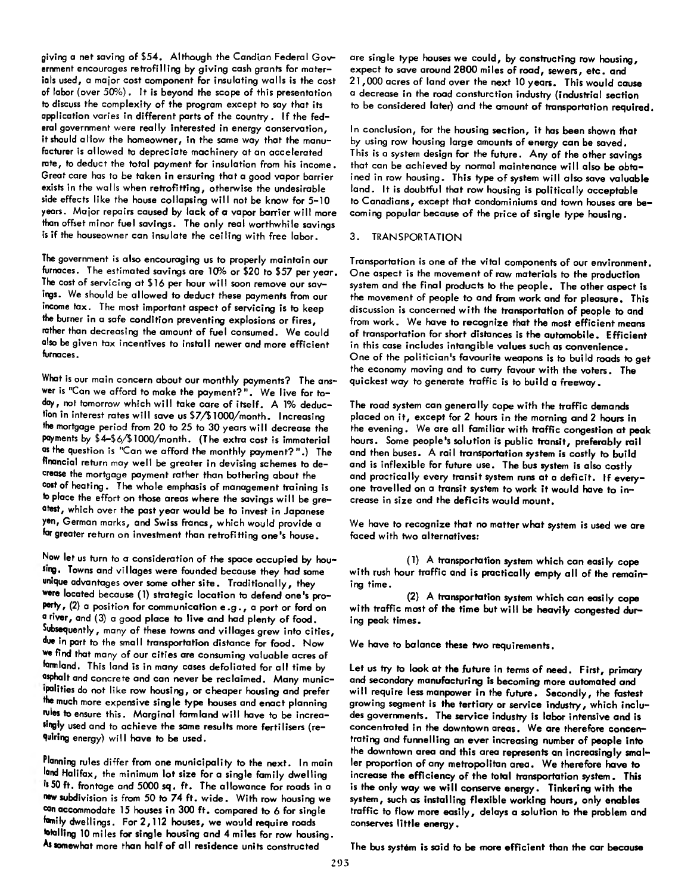giving a net saving of $54. Although the Candian Federal Government encourages retrofilling by giving cash grants for materials used, a major cost component for insulating walls is the cost of labor (over 50%). It is beyond the scope of this presentation to discuss the complexity of the program except to say that its application varies in different parts of the country. If the federal government were really interested in energy conservation, it should allow the homeowner, in the same way that the manufacturer is allowed to depreciate machinery at an accelerated rate, to deduct the total payment for insulation from his income. Great care has to be taken in ensuring that a good vapor barrier exists in the walls when retrofitting, otherwise the undesirable side effects like the house collapsing will not be know for 5-10 years. Major repairs caused by lack of a vapor barrier will more than offset minor fuel savings. The only real worthwhile savings is if the houseowner can insulate the ceiling with free labor.

The government is also encouraging us to properly maintain our furnaces. The estimated savings are 10% or $20 to $57 per year. The cost of servicing at $16 per hour will soon remove our savings. We should be allowed to deduct these payments from our income tax. The most important aspect of servicing is to keep the burner in a safe condition preventing explosions or fires, rather than decreasing the amount of fuel consumed. We could also be given tax incentives to install newer and more efficient furnaces.

What is our main concern about our monthly payments? The answer is "Can we afford to make the payment?". We live for today, not tomorrow which will take care of itself. A 1% deduction in interest rates will save us $7/$1000/month. Increasing the mortgage period from 20 to 25 to 30 years will decrease the payments by $4-$6/$1000/month. (The extra cost is immaterial as the question is "Can we afford the monthly payment?".) The financial return may well be greater in devising schemes to decrease the mortgage payment rather than bothering about the cost of heating. The whole emphasis of management training is to place the effort on those areas where the savings will be greatest, which over the past year would be to invest in Japanese yen, German marks, and Swiss francs, which would provide a far greater return on investment than retrofitting one's house.

Now let us turn to a consideration of the space occupied by housing. Towns and villages were founded because they had some unique advantages over some other site. Traditionally, they were located because (1) strategic location to defend one's property, (2) a position for communication e.g., a port or ford on a river, and (3) a good place to live and had plenty of food. Subsequently, many of these towns and villages grew into cities, due in part to the small transportation distance for food. Now we find that many of our cities are consuming valuable acres of farmland. This land is in many cases defoliated for all time by asphalt and concrete and can never be reclaimed. Many municipalities do not like row housing, or cheaper housing and prefer the much more expensive single type houses and enact planning rules to ensure this. Marginal farmland will have to be increasingly used and to achieve the same results more fertilisers (requiring energy) will have to be used.

Planning rules differ from one municipality to the next. In main land Halifax, the minimum lot size for a single family dwelling is 50 ft. frontage and 5000 sq. ft. The allowance for roads in a new subdivision is from 50 to 74 ft. wide. With row housing we can accommodate 15 houses in 300 ft. compared to 6 for single family dwellings. For 2,112 houses, we would require roads totalling 10 miles for single housing and 4 miles for row housing. As somewhat more than half of all residence units constructed are single type houses we could, by constructing row housing, expect to save around 2800 miles of road, sewers, etc. and 21,000 acres of land over the next 10 years. This would cause a decrease in the road consturction industry (industrial section to be considered later) and the amount of transportation required.

In conclusion, for the housing section, it has been shown that by using row housing large amounts of energy can be saved. This is a system design for the future. Any of the other savings that can be achieved by normal maintenance will also be obtained in row housing. This type of system will also save valuable land. It is doubtful that row housing is politically acceptable to Canadians, except that condominiums and town houses are becoming popular because of the price of single type housing.

## 3. TRANSPORTATION

Transportation is one of the vital components of our environment. One aspect is the movement of raw materials to the production system and the final products to the people. The other aspect is the movement of people to and from work and for pleasure. This discussion is concerned with the transportation of people to and from work. We have to recognize that the most efficient means of transportation for short distances is the automobile. Efficient in this case includes intangible values such as convenience. One of the politician's favourite weapons is to build roads to get the economy moving and to curry favour with the voters. The quickest way to generate traffic is to build a freeway.

The road system can generally cope with the traffic demands placed on it, except for 2 hours in the morning and 2 hours in the evening. We are all familiar with traffic congestion at peak hours. Some people's solution is public transit, preferably rail and then buses. A rail transportation system is costly to build and is inflexible for future use. The bus system is also costly and practically every transit system runs at a deficit. If everyone travelled on a transit system to work it would have to increase in size and the deficits would mount.

We have to recognize that no matter what system is used we are faced with two alternatives:

(1) A transportation system which can easily cope with rush hour traffic and is practically empty all of the remaining time.

(2) A transportation system which can easily cope with traffic most of the time but will be heavily congested during peak times.

We have to balance these two requirements.

Let us try to look at the future in terms of need. First, primary and secondary manufacturing is becoming more automated and will require less manpower in the future. Secondly, the fastest growing segment is the tertiary or service industry, which includes governments. The service industry is labor intensive and is concentrated in the downtown areas. We are therefore concentrating and funnelling an ever increasing number of people into the downtown area and this area represents an increasingly smaller proportion of any metropolitan area. We therefore have to increase the efficiency of the total transportation system. This is the only way we will conserve energy. Tinkering with the system, such as installing flexible working hours, only enables traffic to flow more easily, delays a solution to the problem and conserves little energy.

The bus systém is said to be more efficient than the car because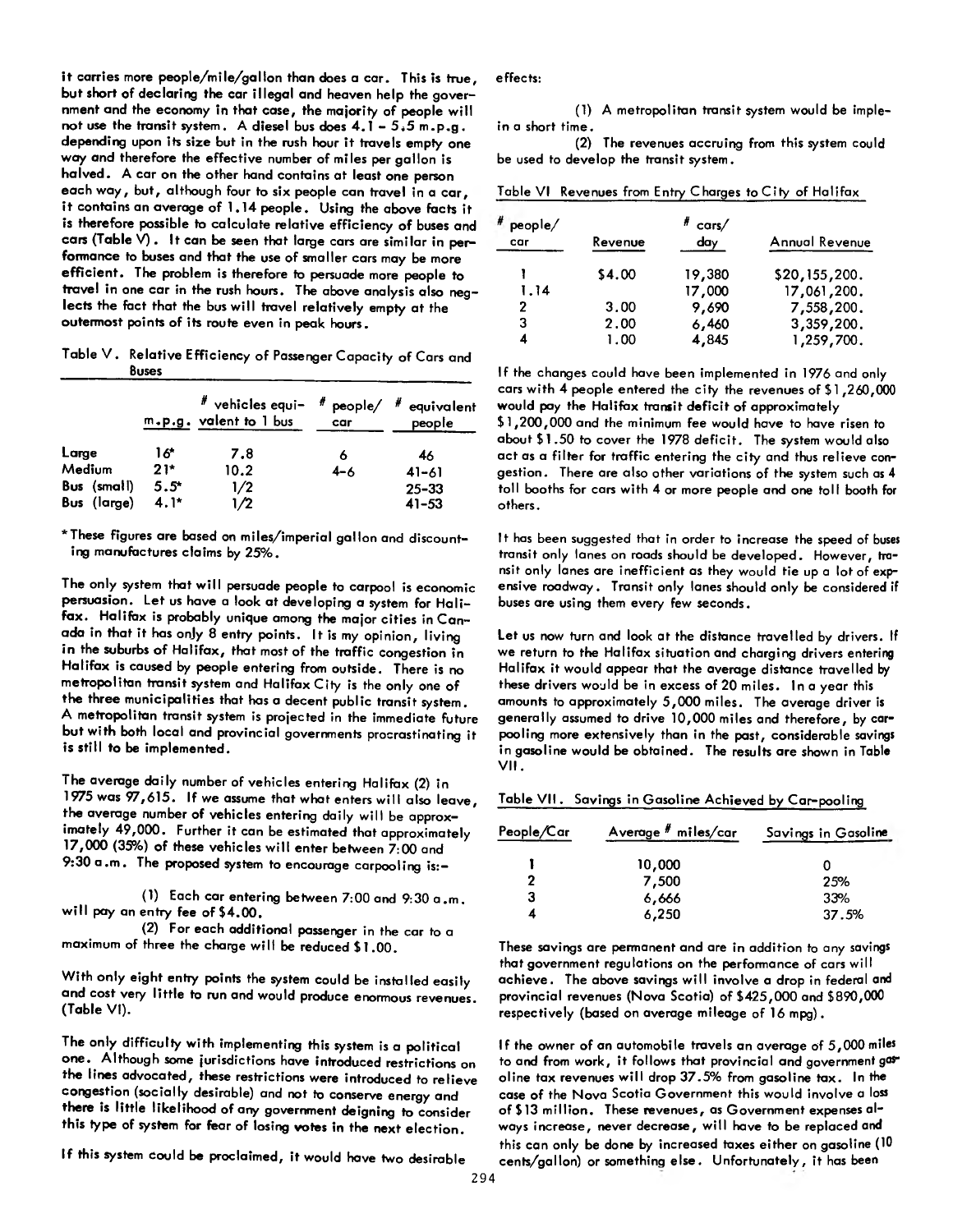it carries more people/mile/gallon than does a car. This is true, but short of declaring the car illegal and heaven help the government and the economy in that case, the majority of people will not use the transit system. A diesel bus does 4.1 - 5.5 m.p.g. depending upon its size but in the rush hour it travels empty one way and therefore the effective number of miles per gallon is halved. A car on the other hand contains at least one person each way, but, although four to six people can travel in a car, it contains an average of 1.14 people. Using the above facts it is therefore possible to calculate relative efficiency of buses and cars (Table V). It can be seen that large cars are similar in performance to buses and that the use of smaller cars may be more efficient. The problem is therefore to persuade more people to travel in one car in the rush hours. The above analysis also neglects the fact that the bus will travel relatively empty at the outermost points of its route even in peak hours.

Table V. Relative Efficiency of Passenger Capacity of Cars and Buses

| | m.p.g. | # vehicles equivalent to 1 bus | # people/car | # equivalent people |
|---|---|---|---|---|
| Large | 16* | 7.8 | 6 | 46 |
| Medium | 21* | 10.2 | 4-6 | 41-61 |
| Bus (small) | 5.5* | 1/2 | | 25-33 |
| Bus (large) | 4.1* | 1/2 | | 41-53 |

*These figures are based on miles/imperial gallon and discounting manufactures claims by 25%.

The only system that will persuade people to carpool is economic persuasion. Let us have a look at developing a system for Halifax. Halifax is probably unique among the major cities in Canada in that it has only 8 entry points. It is my opinion, living in the suburbs of Halifax, that most of the traffic congestion in Halifax is caused by people entering from outside. There is no metropolitan transit system and Halifax City is the only one of the three municipalities that has a decent public transit system. A metropolitan transit system is projected in the immediate future but with both local and provincial governments procrastinating it is still to be implemented.

The average daily number of vehicles entering Halifax (2) in 1975 was 97,615. If we assume that what enters will also leave, the average number of vehicles entering daily will be approximately 49,000. Further it can be estimated that approximately 17,000 (35%) of these vehicles will enter between 7:00 and 9:30 a.m. The proposed system to encourage carpooling is:-

(1) Each car entering between 7:00 and 9:30 a.m. will pay an entry fee of $4.00.

(2) For each additional passenger in the car to a maximum of three the charge will be reduced $1.00.

With only eight entry points the system could be installed easily and cost very little to run and would produce enormous revenues. (Table VI).

The only difficulty with implementing this system is a political one. Although some jurisdictions have introduced restrictions on the lines advocated, these restrictions were introduced to relieve congestion (socially desirable) and not to conserve energy and there is little likelihood of any government deigning to consider this type of system for fear of losing votes in the next election.

If this system could be proclaimed, it would have two desirable effects:

(1) A metropolitan transit system would be implemented in a short time.

(2) The revenues accruing from this system could be used to develop the transit system.

Table VI Revenues from Entry Charges to City of Halifax

| # people/car | Revenue | # cars/day | Annual Revenue |
|---|---|---|---|
| 1 | $4.00 | 19,380 | $20,155,200. |
| 1.14 | | 17,000 | 17,061,200. |
| 2 | 3.00 | 9,690 | 7,558,200. |
| 3 | 2.00 | 6,460 | 3,359,200. |
| 4 | 1.00 | 4,845 | 1,259,700. |

If the changes could have been implemented in 1976 and only cars with 4 people entered the city the revenues of $1,260,000 would pay the Halifax transit deficit of approximately $1,200,000 and the minimum fee would have to have risen to about $1.50 to cover the 1978 deficit. The system would also act as a filter for traffic entering the city and thus relieve congestion. There are also other variations of the system such as 4 toll booths for cars with 4 or more people and one toll booth for others.

It has been suggested that in order to increase the speed of buses transit only lanes on roads should be developed. However, transit only lanes are inefficient as they would tie up a lot of expensive roadway. Transit only lanes should only be considered if buses are using them every few seconds.

Let us now turn and look at the distance travelled by drivers. If we return to the Halifax situation and charging drivers entering Halifax it would appear that the average distance travelled by these drivers would be in excess of 20 miles. In a year this amounts to approximately 5,000 miles. The average driver is generally assumed to drive 10,000 miles and therefore, by carpooling more extensively than in the past, considerable savings in gasoline would be obtained. The results are shown in Table VII.

Table VII. Savings in Gasoline Achieved by Car-pooling

| People/Car | Average # miles/car | Savings in Gasoline |
|---|---|---|
| 1 | 10,000 | 0 |
| 2 | 7,500 | 25% |
| 3 | 6,666 | 33% |
| 4 | 6,250 | 37.5% |

These savings are permanent and are in addition to any savings that government regulations on the performance of cars will achieve. The above savings will involve a drop in federal and provincial revenues (Nova Scotia) of $425,000 and $890,000 respectively (based on average mileage of 16 mpg).

If the owner of an automobile travels an average of 5,000 miles to and from work, it follows that provincial and government gasoline tax revenues will drop 37.5% from gasoline tax. In the case of the Nova Scotia Government this would involve a loss of $13 million. These revenues, as Government expenses always increase, never decrease, will have to be replaced and this can only be done by increased taxes either on gasoline (10 cents/gallon) or something else. Unfortunately, it has been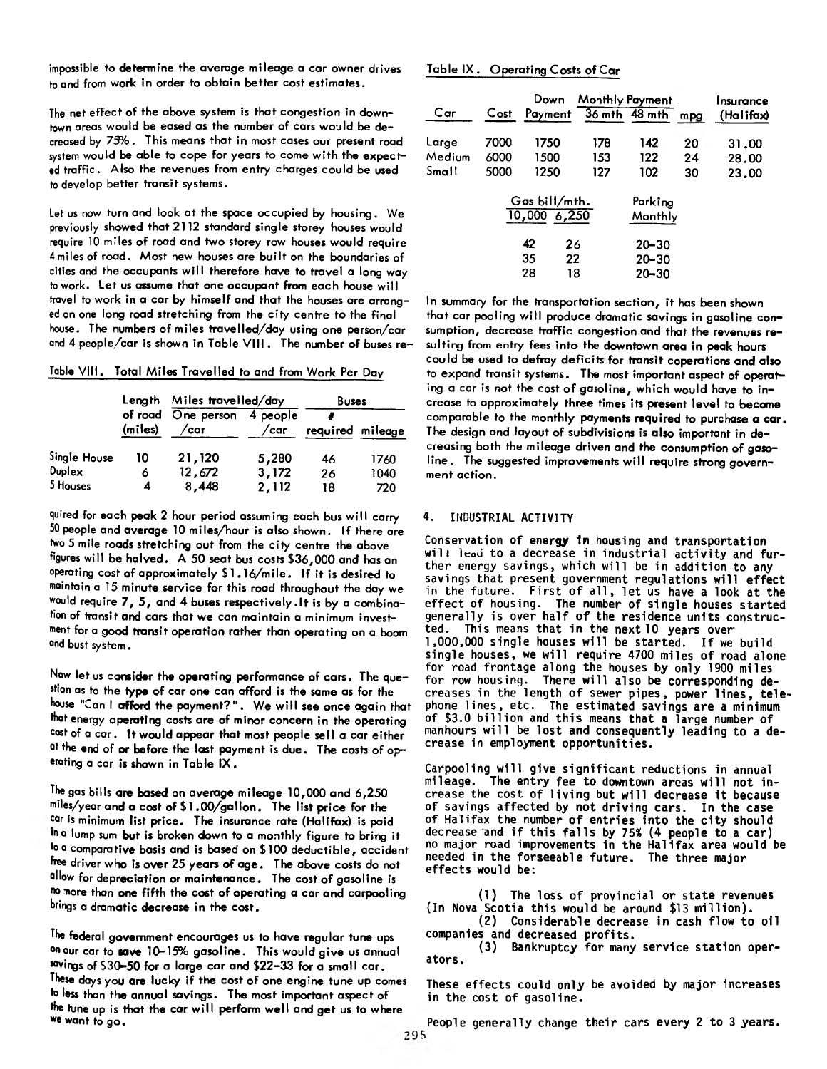impossible to determine the average mileage a car owner drives to and from work in order to obtain better cost estimates.

The net effect of the above system is that congestion in downtown areas would be eased as the number of cars would be decreased by 75%. This means that in most cases our present road system would be able to cope for years to come with the expected traffic. Also the revenues from entry charges could be used to develop better transit systems.

Let us now turn and look at the space occupied by housing. We previously showed that 2112 standard single storey houses would require 10 miles of road and two storey row houses would require 4 miles of road. Most new houses are built on the boundaries of cities and the occupants will therefore have to travel a long way to work. Let us assume that one occupant from each house will travel to work in a car by himself and that the houses are arranged on one long road stretching from the city centre to the final house. The numbers of miles travelled/day using one person/car and 4 people/car is shown in Table VIII. The number of buses required for each peak 2 hour period assuming each bus will carry 50 people and average 10 miles/hour is also shown. If there are two 5 mile roads stretching out from the city centre the above figures will be halved. A 50 seat bus costs $36,000 and has an operating cost of approximately $1.16/mile. If it is desired to maintain a 15 minute service for this road throughout the day we would require 7, 5, and 4 buses respectively. It is by a combination of transit and cars that we can maintain a minimum investment for a good transit operation rather than operating on a boom and bust system.

Table VIII. Total Miles Travelled to and from Work Per Day

| | Length of road (miles) | Miles travelled/day One person /car | Miles travelled/day 4 people /car | Buses # required | Buses mileage |
|---|---|---|---|---|---|
| Single House | 10 | 21,120 | 5,280 | 46 | 1760 |
| Duplex | 6 | 12,672 | 3,172 | 26 | 1040 |
| 5 Houses | 4 | 8,448 | 2,112 | 18 | 720 |

Now let us consider the operating performance of cars. The question as to the type of car one can afford is the same as for the house "Can I afford the payment?". We will see once again that energy operating costs are of minor concern in the operating cost of a car. It would appear that most people sell a car either at the end of or before the last payment is due. The costs of operating a car is shown in Table IX.

The gas bills are based on average mileage 10,000 and 6,250 miles/year and a cost of $1.00/gallon. The list price for the car is minimum list price. The insurance rate (Halifax) is paid in a lump sum but is broken down to a monthly figure to bring it to a comparative basis and is based on $100 deductible, accident free driver who is over 25 years of age. The above costs do not allow for depreciation or maintenance. The cost of gasoline is no more than one fifth the cost of operating a car and carpooling brings a dramatic decrease in the cost.

The federal government encourages us to have regular tune ups on our car to save 10-15% gasoline. This would give us annual savings of $30-50 for a large car and $22-33 for a small car. These days you are lucky if the cost of one engine tune up comes to less than the annual savings. The most important aspect of the tune up is that the car will perform well and get us to where we want to go.

Table IX. Operating Costs of Car

| Car | Cost | Down Payment | Monthly Payment 36 mth | Monthly Payment 48 mth | mpg | Insurance (Halifax) | Gas bill/mth. 10,000 | Gas bill/mth. 6,250 | Parking Monthly |
|---|---|---|---|---|---|---|---|---|---|
| Large | 7000 | 1750 | 178 | 142 | 20 | 31.00 | 42 | 26 | 20-30 |
| Medium | 6000 | 1500 | 153 | 122 | 24 | 28.00 | 35 | 22 | 20-30 |
| Small | 5000 | 1250 | 127 | 102 | 30 | 23.00 | 28 | 18 | 20-30 |

In summary for the transportation section, it has been shown that car pooling will produce dramatic savings in gasoline consumption, decrease traffic congestion and that the revenues resulting from entry fees into the downtown area in peak hours could be used to defray deficits for transit coperations and also to expand transit systems. The most important aspect of operating a car is not the cost of gasoline, which would have to increase to approximately three times its present level to become comparable to the monthly payments required to purchase a car. The design and layout of subdivisions is also important in decreasing both the mileage driven and the consumption of gasoline. The suggested improvements will require strong government action.

## 4. INDUSTRIAL ACTIVITY

Conservation of energy in housing and transportation will lead to a decrease in industrial activity and further energy savings, which will be in addition to any savings that present government regulations will effect in the future. First of all, let us have a look at the effect of housing. The number of single houses started generally is over half of the residence units constructed. This means that in the next 10 years over 1,000,000 single houses will be started. If we build single houses, we will require 4700 miles of road alone for road frontage along the houses by only 1900 miles for row housing. There will also be corresponding decreases in the length of sewer pipes, power lines, telephone lines, etc. The estimated savings are a minimum of $3.0 billion and this means that a large number of manhours will be lost and consequently leading to a decrease in employment opportunities.

Carpooling will give significant reductions in annual mileage. The entry fee to downtown areas will not increase the cost of living but will decrease it because of savings affected by not driving cars. In the case of Halifax the number of entries into the city should decrease and if this falls by 75% (4 people to a car) no major road improvements in the Halifax area would be needed in the forseeable future. The three major effects would be:

(1) The loss of provincial or state revenues (In Nova Scotia this would be around $13 million).
(2) Considerable decrease in cash flow to oil companies and decreased profits.
(3) Bankruptcy for many service station operators.

These effects could only be avoided by major increases in the cost of gasoline.

People generally change their cars every 2 to 3 years.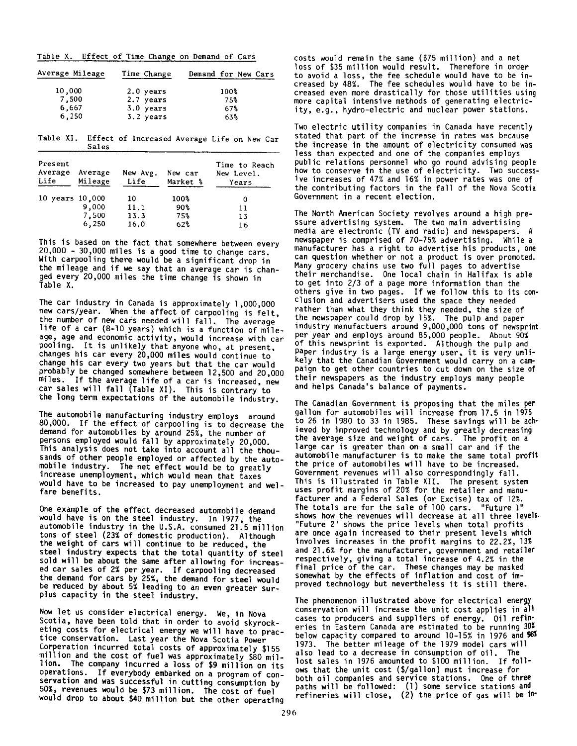Table X. Effect of Time Change on Demand of Cars

| Average Mileage | Time Change | Demand for New Cars |
|---|---|---|
| 10,000 | 2.0 years | 100% |
| 7,500 | 2.7 years | 75% |
| 6,667 | 3.0 years | 67% |
| 6,250 | 3.2 years | 63% |

Table XI. Effect of Increased Average Life on New Car Sales

| Present Average Life | Average Mileage | New Avg. Life | New car Market % | Time to Reach New Level. Years |
|---|---|---|---|---|
| 10 years | 10,000 | 10 | 100% | 0 |
| | 9,000 | 11.1 | 90% | 11 |
| | 7,500 | 13.3 | 75% | 13 |
| | 6,250 | 16.0 | 62% | 16 |

This is based on the fact that somewhere between every 20,000 - 30,000 miles is a good time to change cars. With carpooling there would be a significant drop in the mileage and if we say that an average car is changed every 20,000 miles the time change is shown in Table X.

The car industry in Canada is approximately 1,000,000 new cars/year. When the affect of carpooling is felt, the number of new cars needed will fall. The average life of a car (8-10 years) which is a function of mileage, age and economic activity, would increase with car pooling. It is unlikely that anyone who, at present, changes his car every 20,000 miles would continue to change his car every two years but that the car would probably be changed somewhere between 12,500 and 20,000 miles. If the average life of a car is increased, new car sales will fall (Table XI). This is contrary to the long term expectations of the automobile industry.

The automobile manufacturing industry employs around 80,000. If the effect of carpooling is to decrease the demand for automobiles by around 25%, the number of persons employed would fall by approximately 20,000. This analysis does not take into account all the thousands of other people employed or affected by the automobile industry. The net effect would be to greatly increase unemployment, which would mean that taxes would have to be increased to pay unemployment and welfare benefits.

One example of the effect decreased automobile demand would have is on the steel industry. In 1977, the automobile industry in the U.S.A. consumed 21.5 million tons of steel (23% of domestic production). Although the weight of cars will continue to be reduced, the steel industry expects that the total quantity of steel sold will be about the same after allowing for increased car sales of 2% per year. If carpooling decreased the demand for cars by 25%, the demand for steel would be reduced by about 5% leading to an even greater surplus capacity in the steel industry.

Now let us consider electrical energy. We, in Nova Scotia, have been told that in order to avoid skyrocketing costs for electrical energy we will have to practice conservation. Last year the Nova Scotia Power Corperation incurred total costs of approximately $155 million and the cost of fuel was approximately $80 million. The company incurred a loss of $9 million on its operations. If everybody embarked on a program of conservation and was successful in cutting consumption by 50%, revenues would be $73 million. The cost of fuel would drop to about $40 million but the other operating costs would remain the same ($75 million) and a net loss of $35 million would result. Therefore in order to avoid a loss, the fee schedule would have to be increased by 48%. The fee schedules would have to be increased even more drastically for those utilities using more capital intensive methods of generating electricity, e.g., hydro-electric and nuclear power stations.

Two electric utility companies in Canada have recently stated that part of the increase in rates was because the increase in the amount of electricity consumed was less than expected and one of the companies employs public relations personnel who go round advising people how to conserve in the use of electricity. Two successive increases of 47% and 16% in power rates was one of the contributing factors in the fall of the Nova Scotia Government in a recent election.

The North American Society revolves around a high pressure advertising system. The two main advertising media are electronic (TV and radio) and newspapers. A newspaper is comprised of 70-75% advertising. While a manufacturer has a right to advertise his products, one can question whether or not a product is over promoted. Many grocery chains use two full pages to advertise their merchandise. One local chain in Halifax is able to get into 2/3 of a page more information than the others give in two pages. If we follow this to its conclusion and advertisers used the space they needed rather than what they think they needed, the size of the newspaper could drop by 15%. The pulp and paper industry manufactuers around 9,000,000 tons of newsprint per year and employs around 85,000 people. About 90% of this newsprint is exported. Although the pulp and paper industry is a large energy user, it is very unlikely that the Canadian Government would carry on a campaign to get other countries to cut down on the size of their newspapers as the industry employs many people and helps Canada's balance of payments.

The Canadian Government is proposing that the miles per gallon for automobiles will increase from 17.5 in 1975 to 26 in 1980 to 33 in 1985. These savings will be achieved by improved technology and by greatly decreasing the average size and weight of cars. The profit on a large car is greater than on a small car and if the automobile manufacturer is to make the same total profit the price of automobiles will have to be increased. Government revenues will also correspondingly fall. This is illustrated in Table XII. The present system uses profit margins of 20% for the retailer and manufacturer and a Federal Sales (or Excise) tax of 12%. The totals are for the sale of 100 cars. "Future 1" shows how the revenues will decrease at all three levels. "Future 2" shows the price levels when total profits are once again increased to their present levels which involves increases in the profit margins to 22.2%, 13% and 21.6% for the manufacturer, government and retailer respectively, giving a total increase of 4.2% in the final price of the car. These changes may be masked somewhat by the effects of inflation and cost of improved technology but nevertheless it is still there.

The phenomenon illustrated above for electrical energy conservation will increase the unit cost applies in all cases to producers and suppliers of energy. Oil refineries in Eastern Canada are estimated to be running 30% below capacity compared to around 10-15% in 1976 and 98% 1973. The better mileage of the 1979 model cars will also lead to a decrease in consumption of oil. The lost sales in 1976 amounted to $100 million. If follows that the unit cost ($/gallon) must increase for both oil companies and service stations. One of three paths will be followed: (1) some service stations and refineries will close, (2) the price of gas will be in-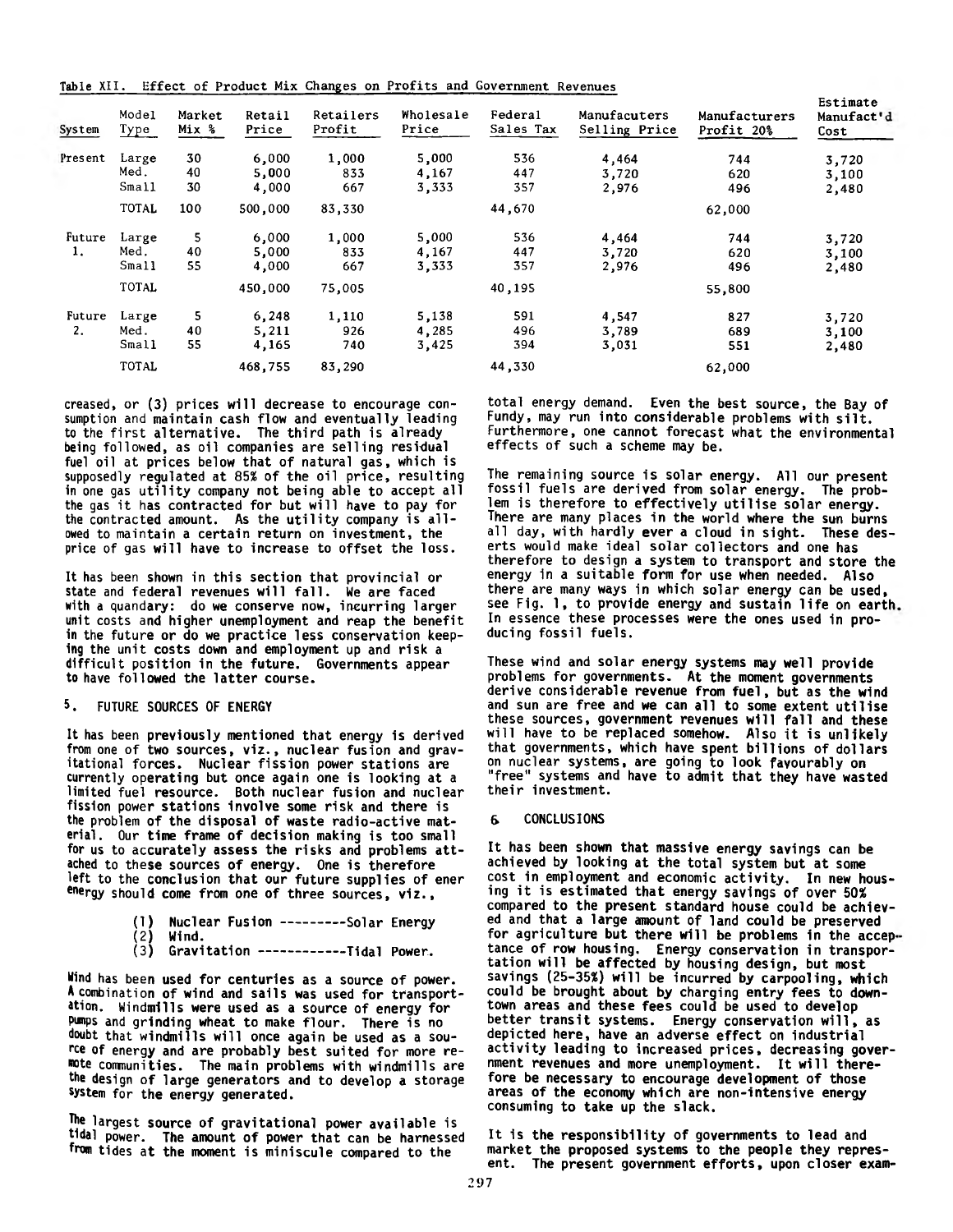Table XII. Effect of Product Mix Changes on Profits and Government Revenues

| System | Model Type | Market Mix % | Retail Price | Retailers Profit | Wholesale Price | Federal Sales Tax | Manufacuters Selling Price | Manufacturers Profit 20% | Estimate Manufact'd Cost |
|---|---|---|---|---|---|---|---|---|---|
| Present | Large | 30 | 6,000 | 1,000 | 5,000 | 536 | 4,464 | 744 | 3,720 |
| | Med. | 40 | 5,000 | 833 | 4,167 | 447 | 3,720 | 620 | 3,100 |
| | Small | 30 | 4,000 | 667 | 3,333 | 357 | 2,976 | 496 | 2,480 |
| | TOTAL | 100 | 500,000 | 83,330 | | 44,670 | | 62,000 | |
| Future 1. | Large | 5 | 6,000 | 1,000 | 5,000 | 536 | 4,464 | 744 | 3,720 |
| | Med. | 40 | 5,000 | 833 | 4,167 | 447 | 3,720 | 620 | 3,100 |
| | Small | 55 | 4,000 | 667 | 3,333 | 357 | 2,976 | 496 | 2,480 |
| | TOTAL | | 450,000 | 75,005 | | 40,195 | | 55,800 | |
| Future 2. | Large | 5 | 6,248 | 1,110 | 5,138 | 591 | 4,547 | 827 | 3,720 |
| | Med. | 40 | 5,211 | 926 | 4,285 | 496 | 3,789 | 689 | 3,100 |
| | Small | 55 | 4,165 | 740 | 3,425 | 394 | 3,031 | 551 | 2,480 |
| | TOTAL | | 468,755 | 83,290 | | 44,330 | | 62,000 | |

creased, or (3) prices will decrease to encourage consumption and maintain cash flow and eventually leading to the first alternative. The third path is already being followed, as oil companies are selling residual fuel oil at prices below that of natural gas, which is supposedly regulated at 85% of the oil price, resulting in one gas utility company not being able to accept all the gas it has contracted for but will have to pay for the contracted amount. As the utility company is allowed to maintain a certain return on investment, the price of gas will have to increase to offset the loss.

It has been shown in this section that provincial or state and federal revenues will fall. We are faced with a quandary: do we conserve now, incurring larger unit costs and higher unemployment and reap the benefit in the future or do we practice less conservation keeping the unit costs down and employment up and risk a difficult position in the future. Governments appear to have followed the latter course.

## 5. FUTURE SOURCES OF ENERGY

It has been previously mentioned that energy is derived from one of two sources, viz., nuclear fusion and gravitational forces. Nuclear fission power stations are currently operating but once again one is looking at a limited fuel resource. Both nuclear fusion and nuclear fission power stations involve some risk and there is the problem of the disposal of waste radio-active material. Our time frame of decision making is too small for us to accurately assess the risks and problems attached to these sources of energy. One is therefore left to the conclusion that our future supplies of energy should come from one of three sources, viz.,

(1) Nuclear Fusion ---------Solar Energy
(2) Wind.
(3) Gravitation ------------Tidal Power.

Wind has been used for centuries as a source of power. A combination of wind and sails was used for transportation. Windmills were used as a source of energy for pumps and grinding wheat to make flour. There is no doubt that windmills will once again be used as a source of energy and are probably best suited for more remote communities. The main problems with windmills are the design of large generators and to develop a storage system for the energy generated.

The largest source of gravitational power available is tidal power. The amount of power that can be harnessed from tides at the moment is miniscule compared to the total energy demand. Even the best source, the Bay of Fundy, may run into considerable problems with silt. Furthermore, one cannot forecast what the environmental effects of such a scheme may be.

The remaining source is solar energy. All our present fossil fuels are derived from solar energy. The problem is therefore to effectively utilise solar energy. There are many places in the world where the sun burns all day, with hardly ever a cloud in sight. These deserts would make ideal solar collectors and one has therefore to design a system to transport and store the energy in a suitable form for use when needed. Also there are many ways in which solar energy can be used, see Fig. 1, to provide energy and sustain life on earth. In essence these processes were the ones used in producing fossil fuels.

These wind and solar energy systems may well provide problems for governments. At the moment governments derive considerable revenue from fuel, but as the wind and sun are free and we can all to some extent utilise these sources, government revenues will fall and these will have to be replaced somehow. Also it is unlikely that governments, which have spent billions of dollars on nuclear systems, are going to look favourably on "free" systems and have to admit that they have wasted their investment.

## 6. CONCLUSIONS

It has been shown that massive energy savings can be achieved by looking at the total system but at some cost in employment and economic activity. In new housing it is estimated that energy savings of over 50% compared to the present standard house could be achieved and that a large amount of land could be preserved for agriculture but there will be problems in the acceptance of row housing. Energy conservation in transportation will be affected by housing design, but most savings (25-35%) will be incurred by carpooling, which could be brought about by charging entry fees to downtown areas and these fees could be used to develop better transit systems. Energy conservation will, as depicted here, have an adverse effect on industrial activity leading to increased prices, decreasing government revenues and more unemployment. It will therefore be necessary to encourage development of those areas of the economy which are non-intensive energy consuming to take up the slack.

It is the responsibility of governments to lead and market the proposed systems to the people they represent. The present government efforts, upon closer exam-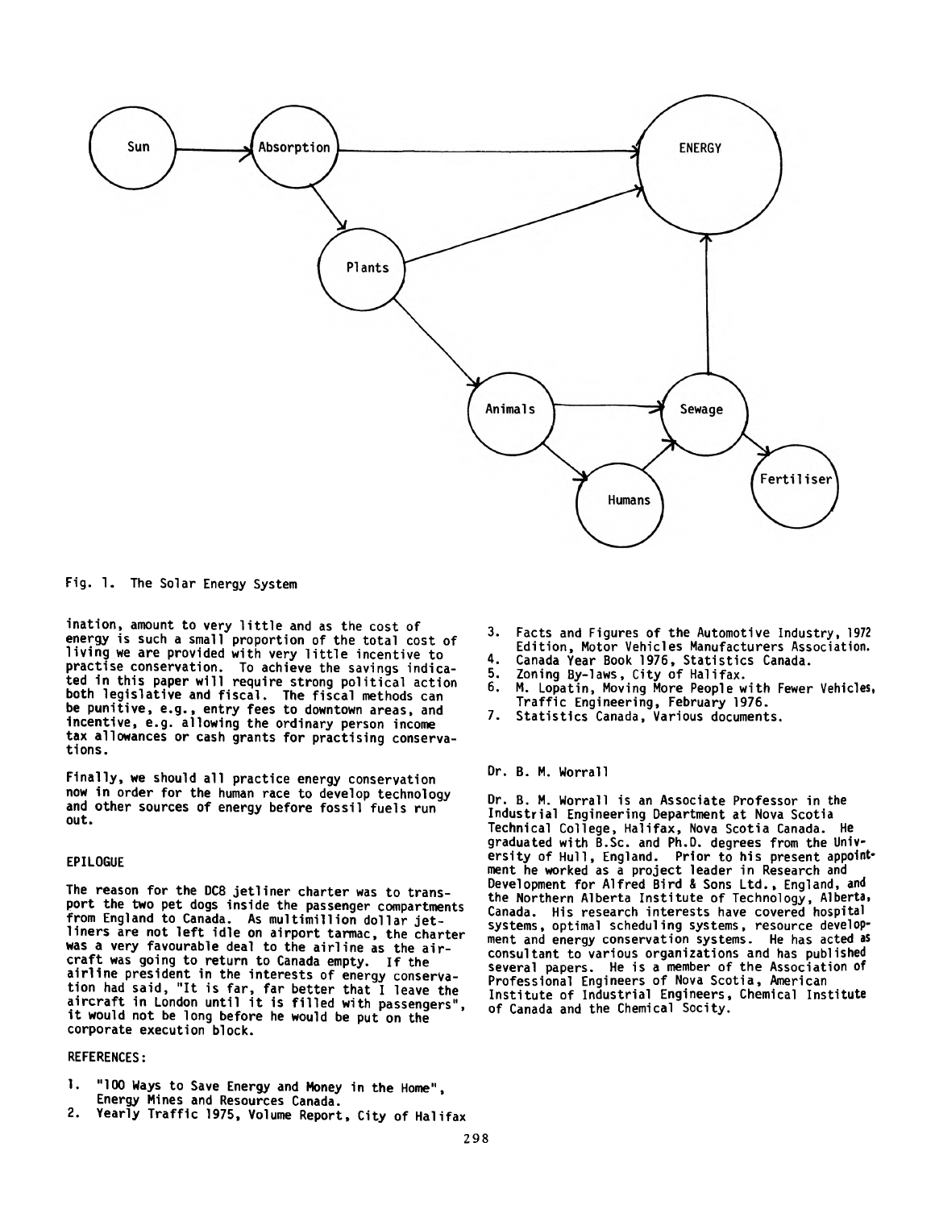Sun

Absorption

ENERGY

Plants

Animals

Sewage

Humans

Fertiliser

Fig. 1. The Solar Energy System

ination, amount to very little and as the cost of energy is such a small proportion of the total cost of living we are provided with very little incentive to practise conservation. To achieve the savings indicated in this paper will require strong political action both legislative and fiscal. The fiscal methods can be punitive, e.g., entry fees to downtown areas, and incentive, e.g. allowing the ordinary person income tax allowances or cash grants for practising conservations.

Finally, we should all practice energy conservation now in order for the human race to develop technology and other sources of energy before fossil fuels run out.

## EPILOGUE

The reason for the DC8 jetliner charter was to transport the two pet dogs inside the passenger compartments from England to Canada. As multimillion dollar jetliners are not left idle on airport tarmac, the charter was a very favourable deal to the airline as the aircraft was going to return to Canada empty. If the airline president in the interests of energy conservation had said, "It is far, far better that I leave the aircraft in London until it is filled with passengers", it would not be long before he would be put on the corporate execution block.

## REFERENCES:

1. "100 Ways to Save Energy and Money in the Home", Energy Mines and Resources Canada.
2. Yearly Traffic 1975, Volume Report, City of Halifax
3. Facts and Figures of the Automotive Industry, 1972 Edition, Motor Vehicles Manufacturers Association.
4. Canada Year Book 1976, Statistics Canada.
5. Zoning By-laws, City of Halifax.
6. M. Lopatin, Moving More People with Fewer Vehicles, Traffic Engineering, February 1976.
7. Statistics Canada, Various documents.

Dr. B. M. Worrall

Dr. B. M. Worrall is an Associate Professor in the Industrial Engineering Department at Nova Scotia Technical College, Halifax, Nova Scotia Canada. He graduated with B.Sc. and Ph.D. degrees from the University of Hull, England. Prior to his present appointment he worked as a project leader in Research and Development for Alfred Bird & Sons Ltd., England, and the Northern Alberta Institute of Technology, Alberta, Canada. His research interests have covered hospital systems, optimal scheduling systems, resource development and energy conservation systems. He has acted as consultant to various organizations and has published several papers. He is a member of the Association of Professional Engineers of Nova Scotia, American Institute of Industrial Engineers, Chemical Institute of Canada and the Chemical Socity.